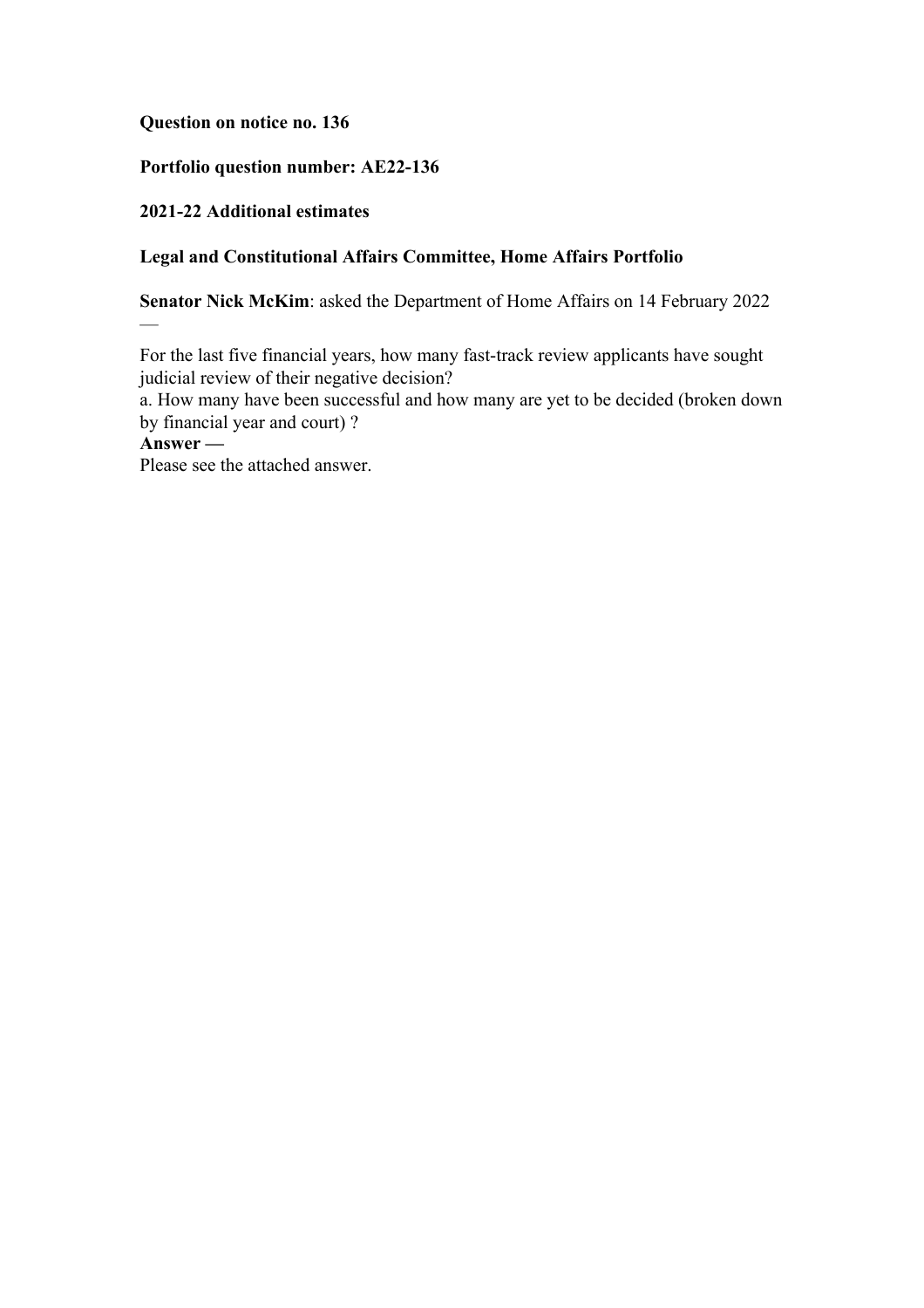**Question on notice no. 136**

**Portfolio question number: AE22-136**

**2021-22 Additional estimates**

**Legal and Constitutional Affairs Committee, Home Affairs Portfolio**

**Senator Nick McKim**: asked the Department of Home Affairs on 14 February 2022 —

For the last five financial years, how many fast-track review applicants have sought judicial review of their negative decision?
a. How many have been successful and how many are yet to be decided (broken down by financial year and court) ?

**Answer —**

Please see the attached answer.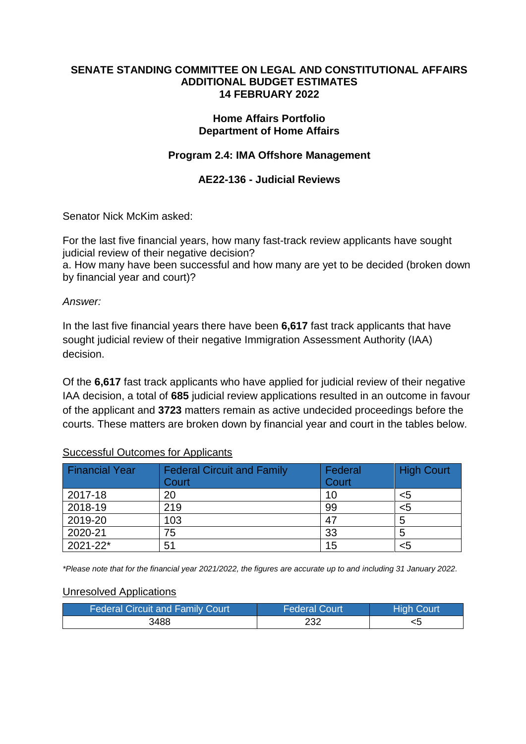**SENATE STANDING COMMITTEE ON LEGAL AND CONSTITUTIONAL AFFAIRS**
**ADDITIONAL BUDGET ESTIMATES**
**14 FEBRUARY 2022**

**Home Affairs Portfolio**
**Department of Home Affairs**

**Program 2.4: IMA Offshore Management**

**AE22-136 - Judicial Reviews**

Senator Nick McKim asked:

For the last five financial years, how many fast-track review applicants have sought judicial review of their negative decision?
a. How many have been successful and how many are yet to be decided (broken down by financial year and court)?

*Answer:*

In the last five financial years there have been **6,617** fast track applicants that have sought judicial review of their negative Immigration Assessment Authority (IAA) decision.

Of the **6,617** fast track applicants who have applied for judicial review of their negative IAA decision, a total of **685** judicial review applications resulted in an outcome in favour of the applicant and **3723** matters remain as active undecided proceedings before the courts. These matters are broken down by financial year and court in the tables below.

Successful Outcomes for Applicants

| Financial Year | Federal Circuit and Family Court | Federal Court | High Court |
|---|---|---|---|
| 2017-18 | 20 | 10 | <5 |
| 2018-19 | 219 | 99 | <5 |
| 2019-20 | 103 | 47 | 5 |
| 2020-21 | 75 | 33 | 5 |
| 2021-22* | 51 | 15 | <5 |

*\*Please note that for the financial year 2021/2022, the figures are accurate up to and including 31 January 2022.*

Unresolved Applications

| Federal Circuit and Family Court | Federal Court | High Court |
|---|---|---|
| 3488 | 232 | <5 |